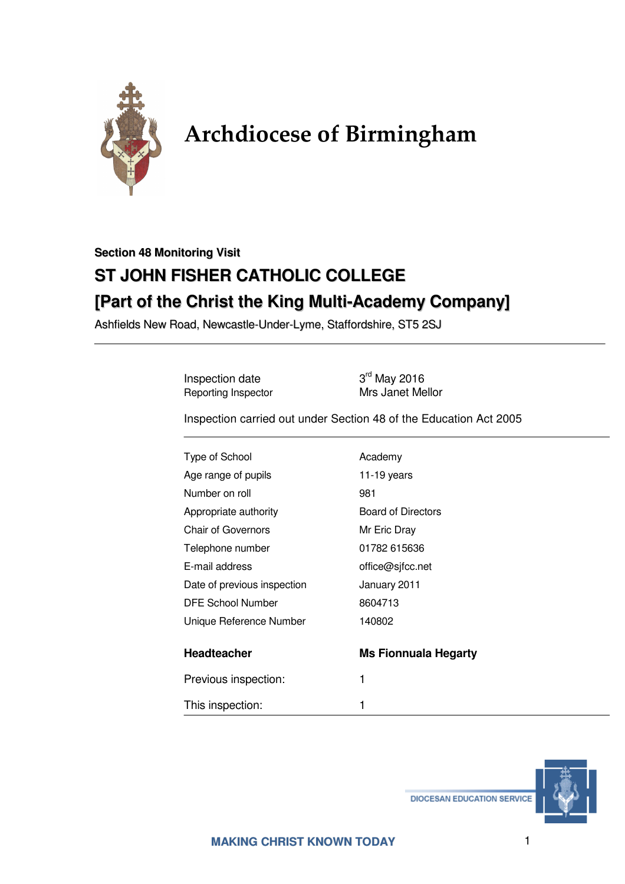# Archdiocese of Birmingham

**Section 48 Monitoring Visit**

## ST JOHN FISHER CATHOLIC COLLEGE

## [Part of the Christ the King Multi-Academy Company]

Ashfields New Road, Newcastle-Under-Lyme, Staffordshire, ST5 2SJ

---

| | |
|---|---|
| Inspection date | 3rd May 2016 |
| Reporting Inspector | Mrs Janet Mellor |

Inspection carried out under Section 48 of the Education Act 2005

---

| | |
|---|---|
| Type of School | Academy |
| Age range of pupils | 11-19 years |
| Number on roll | 981 |
| Appropriate authority | Board of Directors |
| Chair of Governors | Mr Eric Dray |
| Telephone number | 01782 615636 |
| E-mail address | office@sjfcc.net |
| Date of previous inspection | January 2011 |
| DFE School Number | 8604713 |
| Unique Reference Number | 140802 |

| | |
|---|---|
| **Headteacher** | **Ms Fionnuala Hegarty** |
| Previous inspection: | 1 |
| This inspection: | 1 |

DIOCESAN EDUCATION SERVICE

MAKING CHRIST KNOWN TODAY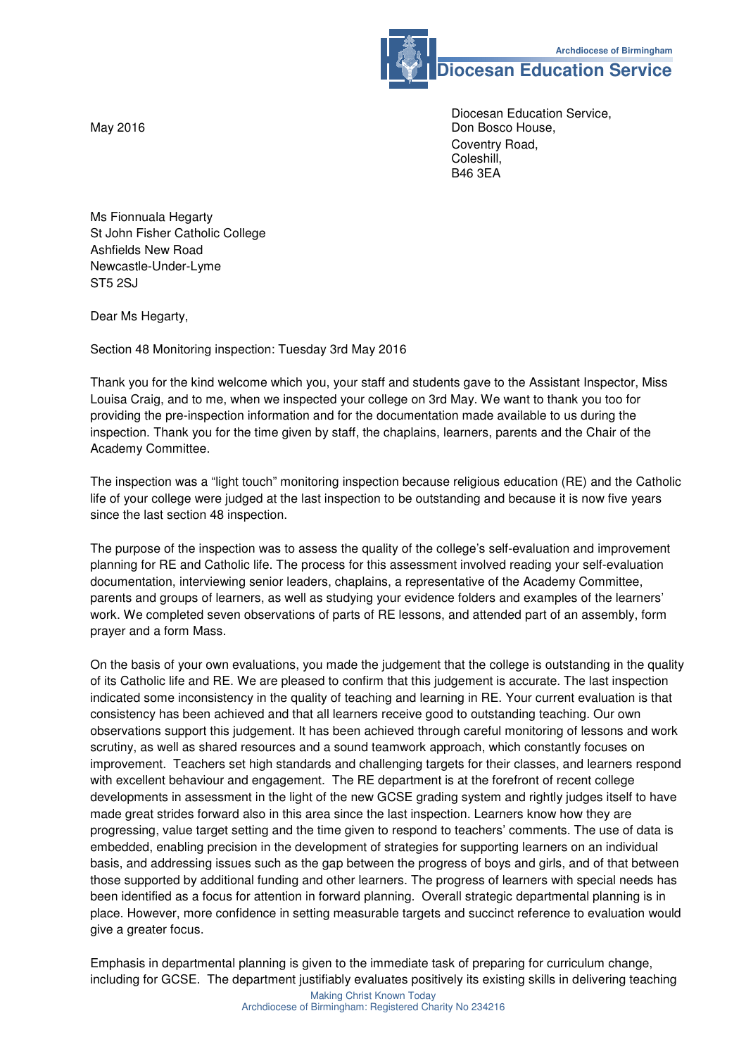Archdiocese of Birmingham
**Diocesan Education Service**

May 2016

Diocesan Education Service,
Don Bosco House,
Coventry Road,
Coleshill,
B46 3EA

Ms Fionnuala Hegarty
St John Fisher Catholic College
Ashfields New Road
Newcastle-Under-Lyme
ST5 2SJ

Dear Ms Hegarty,

Section 48 Monitoring inspection: Tuesday 3rd May 2016

Thank you for the kind welcome which you, your staff and students gave to the Assistant Inspector, Miss Louisa Craig, and to me, when we inspected your college on 3rd May. We want to thank you too for providing the pre-inspection information and for the documentation made available to us during the inspection. Thank you for the time given by staff, the chaplains, learners, parents and the Chair of the Academy Committee.

The inspection was a "light touch" monitoring inspection because religious education (RE) and the Catholic life of your college were judged at the last inspection to be outstanding and because it is now five years since the last section 48 inspection.

The purpose of the inspection was to assess the quality of the college's self-evaluation and improvement planning for RE and Catholic life. The process for this assessment involved reading your self-evaluation documentation, interviewing senior leaders, chaplains, a representative of the Academy Committee, parents and groups of learners, as well as studying your evidence folders and examples of the learners' work. We completed seven observations of parts of RE lessons, and attended part of an assembly, form prayer and a form Mass.

On the basis of your own evaluations, you made the judgement that the college is outstanding in the quality of its Catholic life and RE. We are pleased to confirm that this judgement is accurate. The last inspection indicated some inconsistency in the quality of teaching and learning in RE. Your current evaluation is that consistency has been achieved and that all learners receive good to outstanding teaching. Our own observations support this judgement. It has been achieved through careful monitoring of lessons and work scrutiny, as well as shared resources and a sound teamwork approach, which constantly focuses on improvement. Teachers set high standards and challenging targets for their classes, and learners respond with excellent behaviour and engagement. The RE department is at the forefront of recent college developments in assessment in the light of the new GCSE grading system and rightly judges itself to have made great strides forward also in this area since the last inspection. Learners know how they are progressing, value target setting and the time given to respond to teachers' comments. The use of data is embedded, enabling precision in the development of strategies for supporting learners on an individual basis, and addressing issues such as the gap between the progress of boys and girls, and of that between those supported by additional funding and other learners. The progress of learners with special needs has been identified as a focus for attention in forward planning. Overall strategic departmental planning is in place. However, more confidence in setting measurable targets and succinct reference to evaluation would give a greater focus.

Emphasis in departmental planning is given to the immediate task of preparing for curriculum change, including for GCSE. The department justifiably evaluates positively its existing skills in delivering teaching

Making Christ Known Today
Archdiocese of Birmingham: Registered Charity No 234216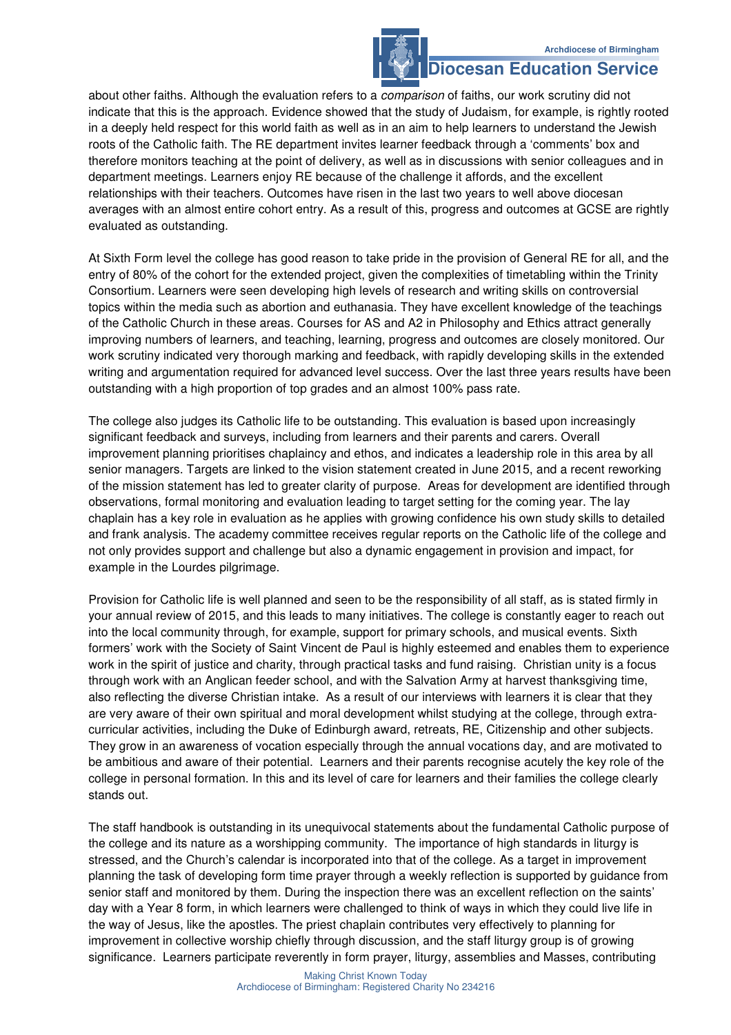about other faiths. Although the evaluation refers to a *comparison* of faiths, our work scrutiny did not indicate that this is the approach. Evidence showed that the study of Judaism, for example, is rightly rooted in a deeply held respect for this world faith as well as in an aim to help learners to understand the Jewish roots of the Catholic faith. The RE department invites learner feedback through a 'comments' box and therefore monitors teaching at the point of delivery, as well as in discussions with senior colleagues and in department meetings. Learners enjoy RE because of the challenge it affords, and the excellent relationships with their teachers. Outcomes have risen in the last two years to well above diocesan averages with an almost entire cohort entry. As a result of this, progress and outcomes at GCSE are rightly evaluated as outstanding.

At Sixth Form level the college has good reason to take pride in the provision of General RE for all, and the entry of 80% of the cohort for the extended project, given the complexities of timetabling within the Trinity Consortium. Learners were seen developing high levels of research and writing skills on controversial topics within the media such as abortion and euthanasia. They have excellent knowledge of the teachings of the Catholic Church in these areas. Courses for AS and A2 in Philosophy and Ethics attract generally improving numbers of learners, and teaching, learning, progress and outcomes are closely monitored. Our work scrutiny indicated very thorough marking and feedback, with rapidly developing skills in the extended writing and argumentation required for advanced level success. Over the last three years results have been outstanding with a high proportion of top grades and an almost 100% pass rate.

The college also judges its Catholic life to be outstanding. This evaluation is based upon increasingly significant feedback and surveys, including from learners and their parents and carers. Overall improvement planning prioritises chaplaincy and ethos, and indicates a leadership role in this area by all senior managers. Targets are linked to the vision statement created in June 2015, and a recent reworking of the mission statement has led to greater clarity of purpose. Areas for development are identified through observations, formal monitoring and evaluation leading to target setting for the coming year. The lay chaplain has a key role in evaluation as he applies with growing confidence his own study skills to detailed and frank analysis. The academy committee receives regular reports on the Catholic life of the college and not only provides support and challenge but also a dynamic engagement in provision and impact, for example in the Lourdes pilgrimage.

Provision for Catholic life is well planned and seen to be the responsibility of all staff, as is stated firmly in your annual review of 2015, and this leads to many initiatives. The college is constantly eager to reach out into the local community through, for example, support for primary schools, and musical events. Sixth formers' work with the Society of Saint Vincent de Paul is highly esteemed and enables them to experience work in the spirit of justice and charity, through practical tasks and fund raising. Christian unity is a focus through work with an Anglican feeder school, and with the Salvation Army at harvest thanksgiving time, also reflecting the diverse Christian intake. As a result of our interviews with learners it is clear that they are very aware of their own spiritual and moral development whilst studying at the college, through extra-curricular activities, including the Duke of Edinburgh award, retreats, RE, Citizenship and other subjects. They grow in an awareness of vocation especially through the annual vocations day, and are motivated to be ambitious and aware of their potential. Learners and their parents recognise acutely the key role of the college in personal formation. In this and its level of care for learners and their families the college clearly stands out.

The staff handbook is outstanding in its unequivocal statements about the fundamental Catholic purpose of the college and its nature as a worshipping community. The importance of high standards in liturgy is stressed, and the Church's calendar is incorporated into that of the college. As a target in improvement planning the task of developing form time prayer through a weekly reflection is supported by guidance from senior staff and monitored by them. During the inspection there was an excellent reflection on the saints' day with a Year 8 form, in which learners were challenged to think of ways in which they could live life in the way of Jesus, like the apostles. The priest chaplain contributes very effectively to planning for improvement in collective worship chiefly through discussion, and the staff liturgy group is of growing significance. Learners participate reverently in form prayer, liturgy, assemblies and Masses, contributing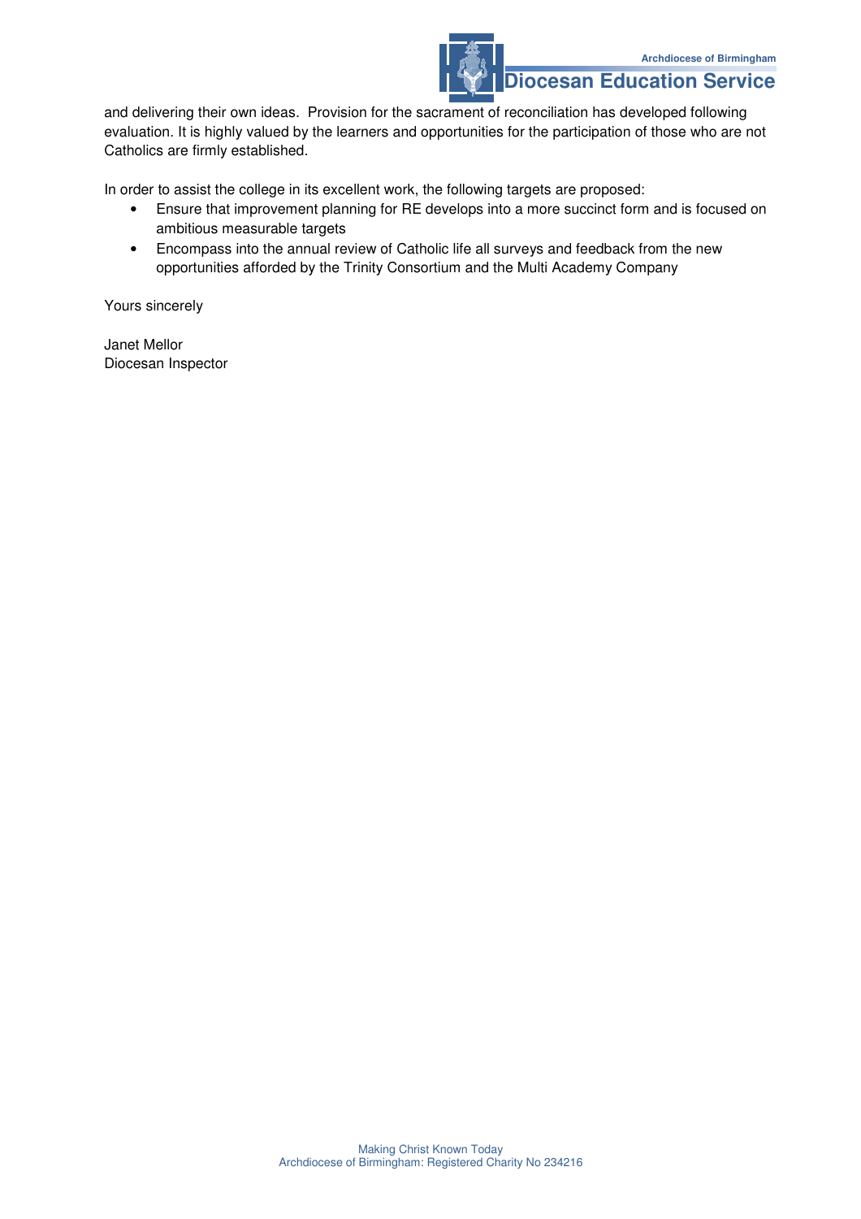and delivering their own ideas. Provision for the sacrament of reconciliation has developed following evaluation. It is highly valued by the learners and opportunities for the participation of those who are not Catholics are firmly established.

In order to assist the college in its excellent work, the following targets are proposed:

- Ensure that improvement planning for RE develops into a more succinct form and is focused on ambitious measurable targets
- Encompass into the annual review of Catholic life all surveys and feedback from the new opportunities afforded by the Trinity Consortium and the Multi Academy Company

Yours sincerely

Janet Mellor
Diocesan Inspector